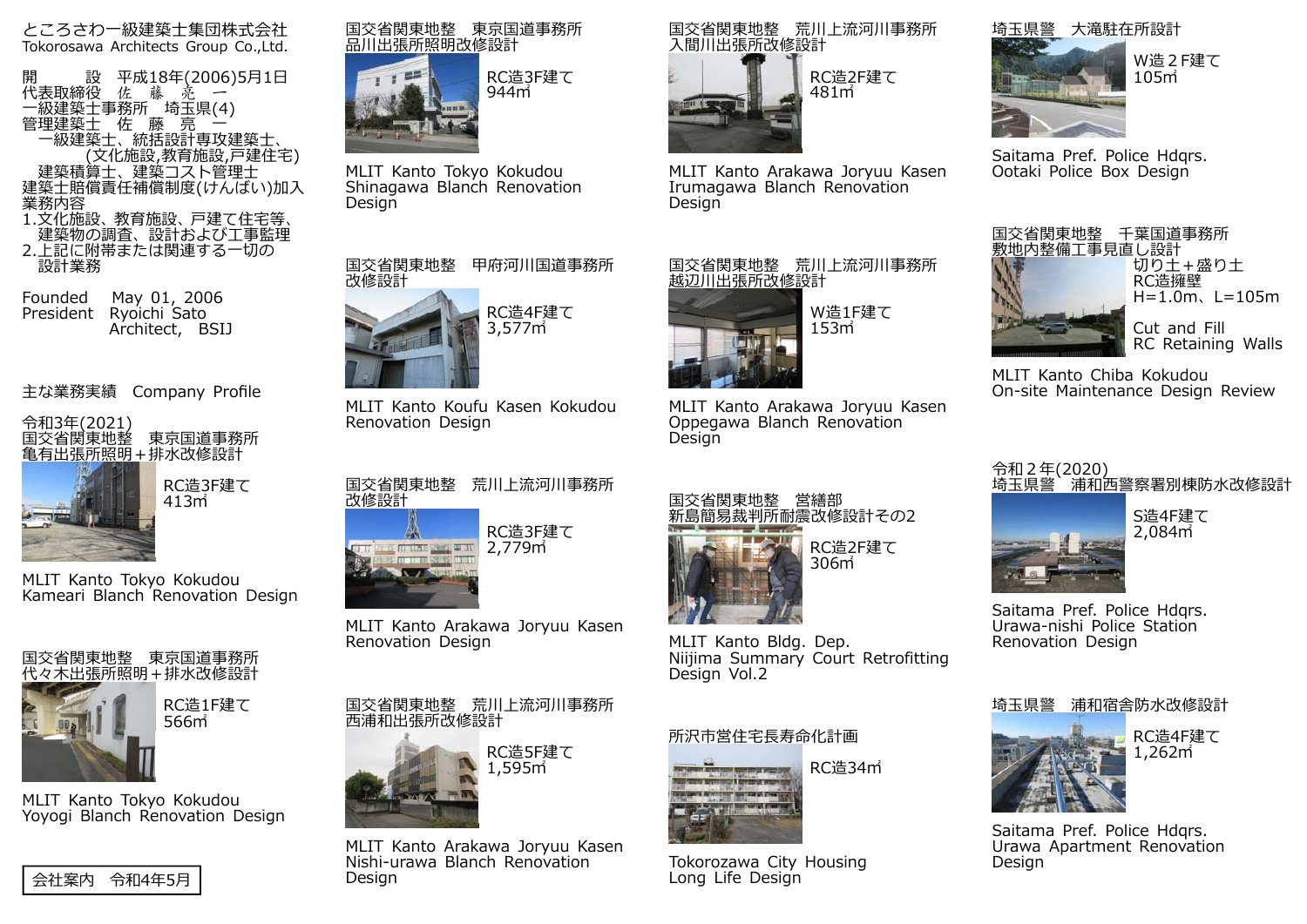# ところさわ一級建築士集団株式会社
Tokorosawa Architects Group Co.,Ltd.

開　　設　平成18年(2006)5月1日
代表取締役　佐　藤　亮　一
一級建築士事務所　埼玉県(4)
管理建築士　佐　藤　亮　一
　一級建築士、統括設計専攻建築士、
　　　　(文化施設,教育施設,戸建住宅)
　建築積算士、建築コスト管理士
建築士賠償責任補償制度(けんばい)加入
業務内容
1.文化施設、教育施設、戸建て住宅等、
　建築物の調査、設計および工事監理
2.上記に附帯または関連する一切の
　設計業務

Founded　May 01, 2006
President　Ryoichi Sato
　　　　　Architect,　BSIJ

## 主な業務実績　Company Profile

### 令和3年(2021)

国交省関東地整　東京国道事務所
亀有出張所照明＋排水改修設計
RC造3F建て
413㎡
MLIT Kanto Tokyo Kokudou
Kameari Blanch Renovation Design

国交省関東地整　東京国道事務所
代々木出張所照明＋排水改修設計
RC造1F建て
566㎡
MLIT Kanto Tokyo Kokudou
Yoyogi Blanch Renovation Design

国交省関東地整　東京国道事務所
品川出張所照明改修設計
RC造3F建て
944㎡
MLIT Kanto Tokyo Kokudou
Shinagawa Blanch Renovation
Design

国交省関東地整　甲府河川国道事務所
改修設計
RC造4F建て
3,577㎡
MLIT Kanto Koufu Kasen Kokudou
Renovation Design

国交省関東地整　荒川上流河川事務所
改修設計
RC造3F建て
2,779㎡
MLIT Kanto Arakawa Joryuu Kasen
Renovation Design

国交省関東地整　荒川上流河川事務所
西浦和出張所改修設計
RC造5F建て
1,595㎡
MLIT Kanto Arakawa Joryuu Kasen
Nishi-urawa Blanch Renovation
Design

国交省関東地整　荒川上流河川事務所
入間川出張所改修設計
RC造2F建て
481㎡
MLIT Kanto Arakawa Joryuu Kasen
Irumagawa Blanch Renovation
Design

国交省関東地整　荒川上流河川事務所
越辺川出張所改修設計
W造1F建て
153㎡
MLIT Kanto Arakawa Joryuu Kasen
Oppegawa Blanch Renovation
Design

国交省関東地整　営繕部
新島簡易裁判所耐震改修設計その2
RC造2F建て
306㎡
MLIT Kanto Bldg. Dep.
Niijima Summary Court Retrofitting
Design Vol.2

所沢市営住宅長寿命化計画
RC造34㎡
Tokorozawa City Housing
Long Life Design

埼玉県警　大滝駐在所設計
W造２F建て
105㎡
Saitama Pref. Police Hdqrs.
Ootaki Police Box Design

国交省関東地整　千葉国道事務所
敷地内整備工事見直し設計
切り土＋盛り土
RC造擁壁
H=1.0m、L=105m
Cut and Fill
RC Retaining Walls
MLIT Kanto Chiba Kokudou
On-site Maintenance Design Review

### 令和２年(2020)

埼玉県警　浦和西警察署別棟防水改修設計
S造4F建て
2,084㎡
Saitama Pref. Police Hdqrs.
Urawa-nishi Police Station
Renovation Design

埼玉県警　浦和宿舎防水改修設計
RC造4F建て
1,262㎡
Saitama Pref. Police Hdqrs.
Urawa Apartment Renovation
Design

会社案内　令和4年5月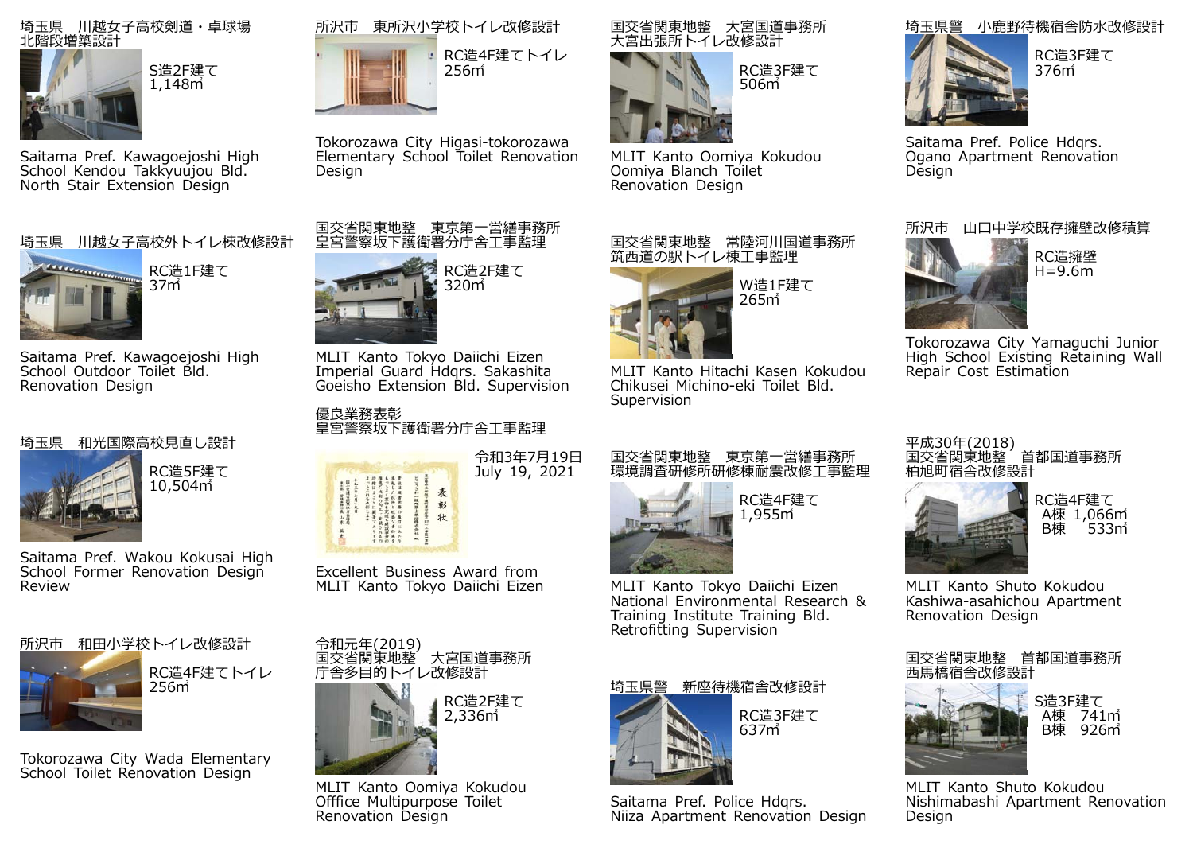埼玉県　川越女子高校剣道・卓球場
北階段増築設計

S造2F建て
1,148㎡

Saitama Pref. Kawagoejoshi High School Kendou Takkyuujou Bld. North Stair Extension Design

所沢市　東所沢小学校トイレ改修設計

RC造4F建てトイレ
256㎡

Tokorozawa City Higasi-tokorozawa Elementary School Toilet Renovation Design

国交省関東地整　大宮国道事務所
大宮出張所トイレ改修設計

RC造3F建て
506㎡

MLIT Kanto Oomiya Kokudou Oomiya Blanch Toilet Renovation Design

埼玉県警　小鹿野待機宿舎防水改修設計

RC造3F建て
376㎡

Saitama Pref. Police Hdqrs. Ogano Apartment Renovation Design

埼玉県　川越女子高校外トイレ棟改修設計

RC造1F建て
37㎡

Saitama Pref. Kawagoejoshi High School Outdoor Toilet Bld. Renovation Design

国交省関東地整　東京第一営繕事務所
皇宮警察坂下護衛署分庁舎工事監理

RC造2F建て
320㎡

MLIT Kanto Tokyo Daiichi Eizen Imperial Guard Hdqrs. Sakashita Goeisho Extension Bld. Supervision

国交省関東地整　常陸河川国道事務所
筑西道の駅トイレ棟工事監理

W造1F建て
265㎡

MLIT Kanto Hitachi Kasen Kokudou Chikusei Michino-eki Toilet Bld. Supervision

所沢市　山口中学校既存擁壁改修積算

RC造擁壁
H=9.6m

Tokorozawa City Yamaguchi Junior High School Existing Retaining Wall Repair Cost Estimation

埼玉県　和光国際高校見直し設計

RC造5F建て
10,504㎡

Saitama Pref. Wakou Kokusai High School Former Renovation Design Review

優良業務表彰
皇宮警察坂下護衛署分庁舎工事監理

令和3年7月19日
July 19, 2021

Excellent Business Award from MLIT Kanto Tokyo Daiichi Eizen

国交省関東地整　東京第一営繕事務所
環境調査研修所研修棟耐震改修工事監理

RC造4F建て
1,955㎡

MLIT Kanto Tokyo Daiichi Eizen National Environmental Research & Training Institute Training Bld. Retrofitting Supervision

平成30年(2018)
国交省関東地整　首都国道事務所
柏旭町宿舎改修設計

RC造4F建て
A棟 1,066㎡
B棟 533㎡

MLIT Kanto Shuto Kokudou Kashiwa-asahichou Apartment Renovation Design

所沢市　和田小学校トイレ改修設計

RC造4F建てトイレ
256㎡

Tokorozawa City Wada Elementary School Toilet Renovation Design

令和元年(2019)
国交省関東地整　大宮国道事務所
庁舎多目的トイレ改修設計

RC造2F建て
2,336㎡

MLIT Kanto Oomiya Kokudou Offfice Multipurpose Toilet Renovation Design

埼玉県警　新座待機宿舎改修設計

RC造3F建て
637㎡

Saitama Pref. Police Hdqrs. Niiza Apartment Renovation Design

国交省関東地整　首都国道事務所
西馬橋宿舎改修設計

S造3F建て
A棟 741㎡
B棟 926㎡

MLIT Kanto Shuto Kokudou Nishimabashi Apartment Renovation Design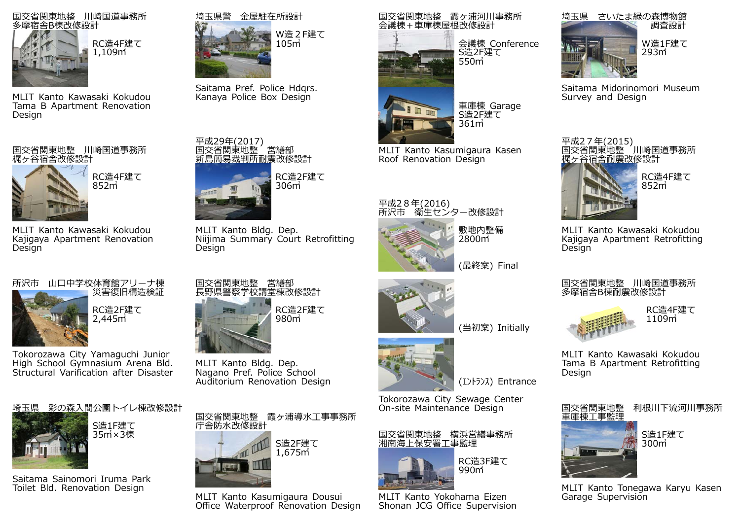国交省関東地整　川崎国道事務所
多摩宿舎B棟改修設計

RC造4F建て
1,109㎡

MLIT Kanto Kawasaki Kokudou
Tama B Apartment Renovation
Design

埼玉県警　金屋駐在所設計

W造２F建て
105㎡

Saitama Pref. Police Hdqrs.
Kanaya Police Box Design

国交省関東地整　霞ヶ浦河川事務所
会議棟＋車庫棟屋根改修設計

会議棟 Conference
S造2F建て
550㎡

車庫棟 Garage
S造2F建て
361㎡

MLIT Kanto Kasumigaura Kasen
Roof Renovation Design

埼玉県　さいたま緑の森博物館
調査設計

W造1F建て
293㎡

Saitama Midorinomori Museum
Survey and Design

国交省関東地整　川崎国道事務所
梶ヶ谷宿舎改修設計

RC造4F建て
852㎡

MLIT Kanto Kawasaki Kokudou
Kajigaya Apartment Renovation
Design

平成29年(2017)
国交省関東地整　営繕部
新島簡易裁判所耐震改修設計

RC造2F建て
306㎡

MLIT Kanto Bldg. Dep.
Niijima Summary Court Retrofitting
Design

平成２８年(2016)
所沢市　衛生センター改修設計

敷地内整備
2800㎡

(最終案) Final

(当初案) Initially

(ｴﾝﾄﾗﾝｽ) Entrance

Tokorozawa City Sewage Center
On-site Maintenance Design

平成２７年(2015)
国交省関東地整　川崎国道事務所
梶ヶ谷宿舎耐震改修設計

RC造4F建て
852㎡

MLIT Kanto Kawasaki Kokudou
Kajigaya Apartment Retrofitting
Design

所沢市　山口中学校体育館アリーナ棟
災害復旧構造検証

RC造2F建て
2,445㎡

Tokorozawa City Yamaguchi Junior
High School Gymnasium Arena Bld.
Structural Varification after Disaster

国交省関東地整　営繕部
長野県警察学校講堂棟改修設計

RC造2F建て
980㎡

MLIT Kanto Bldg. Dep.
Nagano Pref. Police School
Auditorium Renovation Design

国交省関東地整　川崎国道事務所
多摩宿舎B棟耐震改修設計

RC造4F建て
1109㎡

MLIT Kanto Kawasaki Kokudou
Tama B Apartment Retrofitting
Design

埼玉県　彩の森入間公園トイレ棟改修設計

S造1F建て
35㎡×3棟

Saitama Sainomori Iruma Park
Toilet Bld. Renovation Design

国交省関東地整　霞ヶ浦導水工事事務所
庁舎防水改修設計

S造2F建て
1,675㎡

MLIT Kanto Kasumigaura Dousui
Office Waterproof Renovation Design

国交省関東地整　横浜営繕事務所
湘南海上保安署工事監理

RC造3F建て
990㎡

MLIT Kanto Yokohama Eizen
Shonan JCG Office Supervision

国交省関東地整　利根川下流河川事務所
車庫棟工事監理

S造1F建て
300㎡

MLIT Kanto Tonegawa Karyu Kasen
Garage Supervision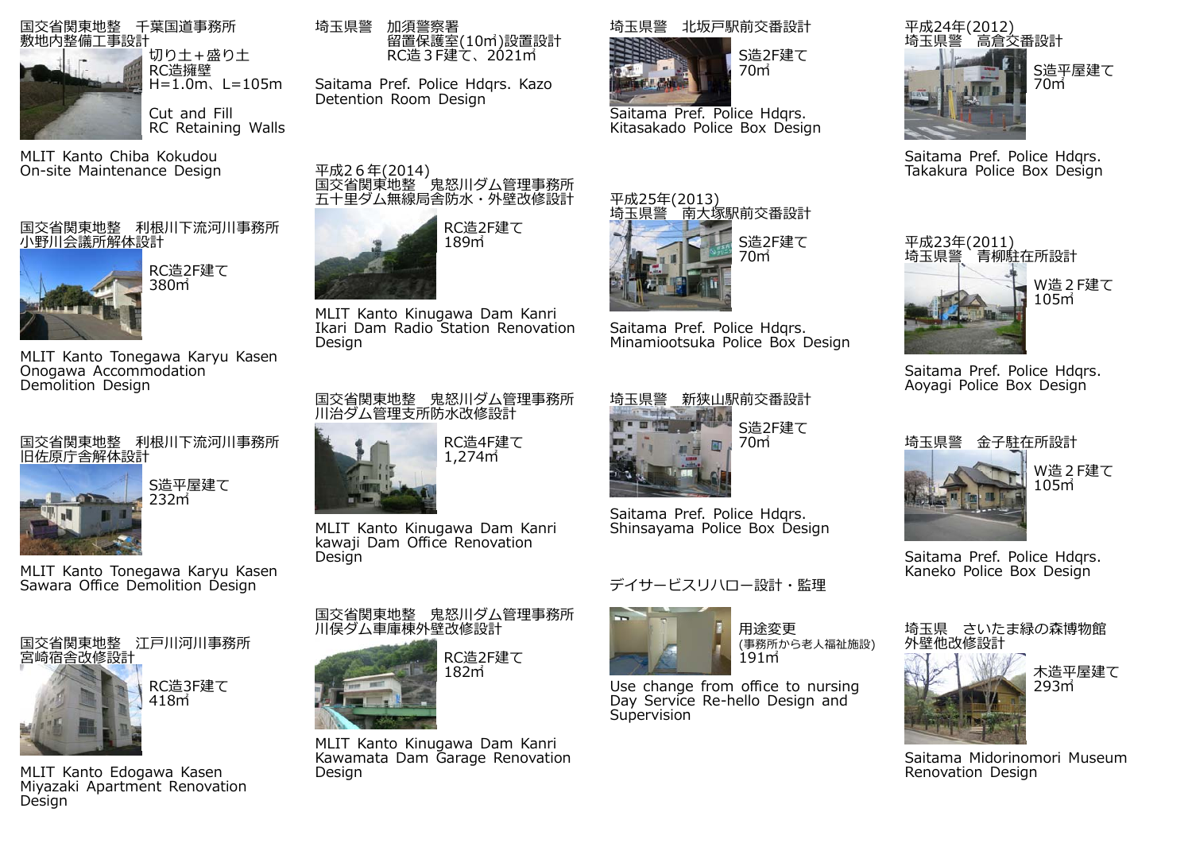国交省関東地整　千葉国道事務所
敷地内整備工事設計

切り土＋盛り土
RC造擁壁
H=1.0m、L=105m

Cut and Fill
RC Retaining Walls

MLIT Kanto Chiba Kokudou
On-site Maintenance Design

国交省関東地整　利根川下流河川事務所
小野川会議所解体設計

RC造2F建て
380㎡

MLIT Kanto Tonegawa Karyu Kasen
Onogawa Accommodation
Demolition Design

国交省関東地整　利根川下流河川事務所
旧佐原庁舎解体設計

S造平屋建て
232㎡

MLIT Kanto Tonegawa Karyu Kasen
Sawara Office Demolition Design

国交省関東地整　江戸川河川事務所
宮崎宿舎改修設計

RC造3F建て
418㎡

MLIT Kanto Edogawa Kasen
Miyazaki Apartment Renovation
Design

埼玉県警　加須警察署
留置保護室(10㎡)設置設計
RC造３F建て、2021㎡

Saitama Pref. Police Hdqrs. Kazo
Detention Room Design

平成２６年(2014)
国交省関東地整　鬼怒川ダム管理事務所
五十里ダム無線局舎防水・外壁改修設計

RC造2F建て
189㎡

MLIT Kanto Kinugawa Dam Kanri
Ikari Dam Radio Station Renovation
Design

国交省関東地整　鬼怒川ダム管理事務所
川治ダム管理支所防水改修設計

RC造4F建て
1,274㎡

MLIT Kanto Kinugawa Dam Kanri
kawaji Dam Office Renovation
Design

国交省関東地整　鬼怒川ダム管理事務所
川俣ダム車庫棟外壁改修設計

RC造2F建て
182㎡

MLIT Kanto Kinugawa Dam Kanri
Kawamata Dam Garage Renovation
Design

埼玉県警　北坂戸駅前交番設計

S造2F建て
70㎡

Saitama Pref. Police Hdqrs.
Kitasakado Police Box Design

平成25年(2013)
埼玉県警　南大塚駅前交番設計

S造2F建て
70㎡

Saitama Pref. Police Hdqrs.
Minamiootsuka Police Box Design

埼玉県警　新狭山駅前交番設計

S造2F建て
70㎡

Saitama Pref. Police Hdqrs.
Shinsayama Police Box Design

デイサービスリハロー設計・監理

用途変更
(事務所から老人福祉施設)
191㎡

Use change from office to nursing
Day Service Re-hello Design and
Supervision

平成24年(2012)
埼玉県警　高倉交番設計

S造平屋建て
70㎡

Saitama Pref. Police Hdqrs.
Takakura Police Box Design

平成23年(2011)
埼玉県警　青柳駐在所設計

W造２F建て
105㎡

Saitama Pref. Police Hdqrs.
Aoyagi Police Box Design

埼玉県警　金子駐在所設計

W造２F建て
105㎡

Saitama Pref. Police Hdqrs.
Kaneko Police Box Design

埼玉県　さいたま緑の森博物館
外壁他改修設計

木造平屋建て
293㎡

Saitama Midorinomori Museum
Renovation Design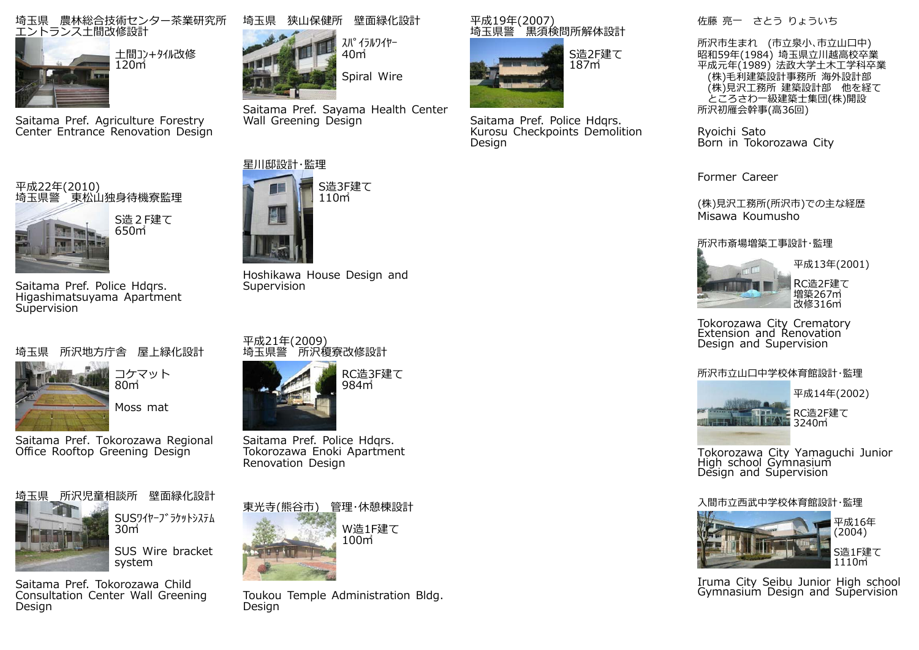埼玉県　農林総合技術センター茶業研究所
エントランス土間改修設計

土間コン+タイル改修
120㎡

Saitama Pref. Agriculture Forestry Center Entrance Renovation Design

平成22年(2010)
埼玉県警　東松山独身待機寮監理

S造２F建て
650㎡

Saitama Pref. Police Hdqrs. Higashimatsuyama Apartment Supervision

埼玉県　所沢地方庁舎　屋上緑化設計

コケマット
80㎡

Moss mat

Saitama Pref. Tokorozawa Regional Office Rooftop Greening Design

埼玉県　所沢児童相談所　壁面緑化設計

SUSﾜｲﾔｰﾌﾞﾗｹｯﾄｼｽﾃﾑ
30㎡

SUS Wire bracket system

Saitama Pref. Tokorozawa Child Consultation Center Wall Greening Design

埼玉県　狭山保健所　壁面緑化設計

ｽﾊﾟｲﾗﾙﾜｲﾔｰ
40㎡

Spiral Wire

Saitama Pref. Sayama Health Center Wall Greening Design

星川邸設計・監理

S造3F建て
110㎡

Hoshikawa House Design and Supervision

平成21年(2009)
埼玉県警　所沢榎寮改修設計

RC造3F建て
984㎡

Saitama Pref. Police Hdqrs. Tokorozawa Enoki Apartment Renovation Design

東光寺(熊谷市)　管理・休憩棟設計

W造1F建て
100㎡

Toukou Temple Administration Bldg. Design

平成19年(2007)
埼玉県警　黒須検問所解体設計

S造2F建て
187㎡

Saitama Pref. Police Hdqrs. Kurosu Checkpoints Demolition Design

佐藤 亮一　さとう りょういち

所沢市生まれ　(市立泉小、市立山口中)
昭和59年(1984) 埼玉県立川越高校卒業
平成元年(1989) 法政大学土木工学科卒業
　(株)毛利建築設計事務所 海外設計部
　(株)見沢工務所 建築設計部　他を経て
　ところさわ一級建築士集団(株)開設
所沢初雁会幹事(高36回)

Ryoichi Sato
Born in Tokorozawa City

Former Career

(株)見沢工務所(所沢市)での主な経歴
Misawa Koumusho

所沢市斎場増築工事設計・監理

平成13年(2001)

RC造2F建て
増築267㎡
改修316㎡

Tokorozawa City Crematory Extension and Renovation Design and Supervision

所沢市立山口中学校体育館設計・監理

平成14年(2002)

RC造2F建て
3240㎡

Tokorozawa City Yamaguchi Junior High school Gymnasium Design and Supervision

入間市立西武中学校体育館設計・監理

平成16年
(2004)

S造1F建て
1110㎡

Iruma City Seibu Junior High school Gymnasium Design and Supervision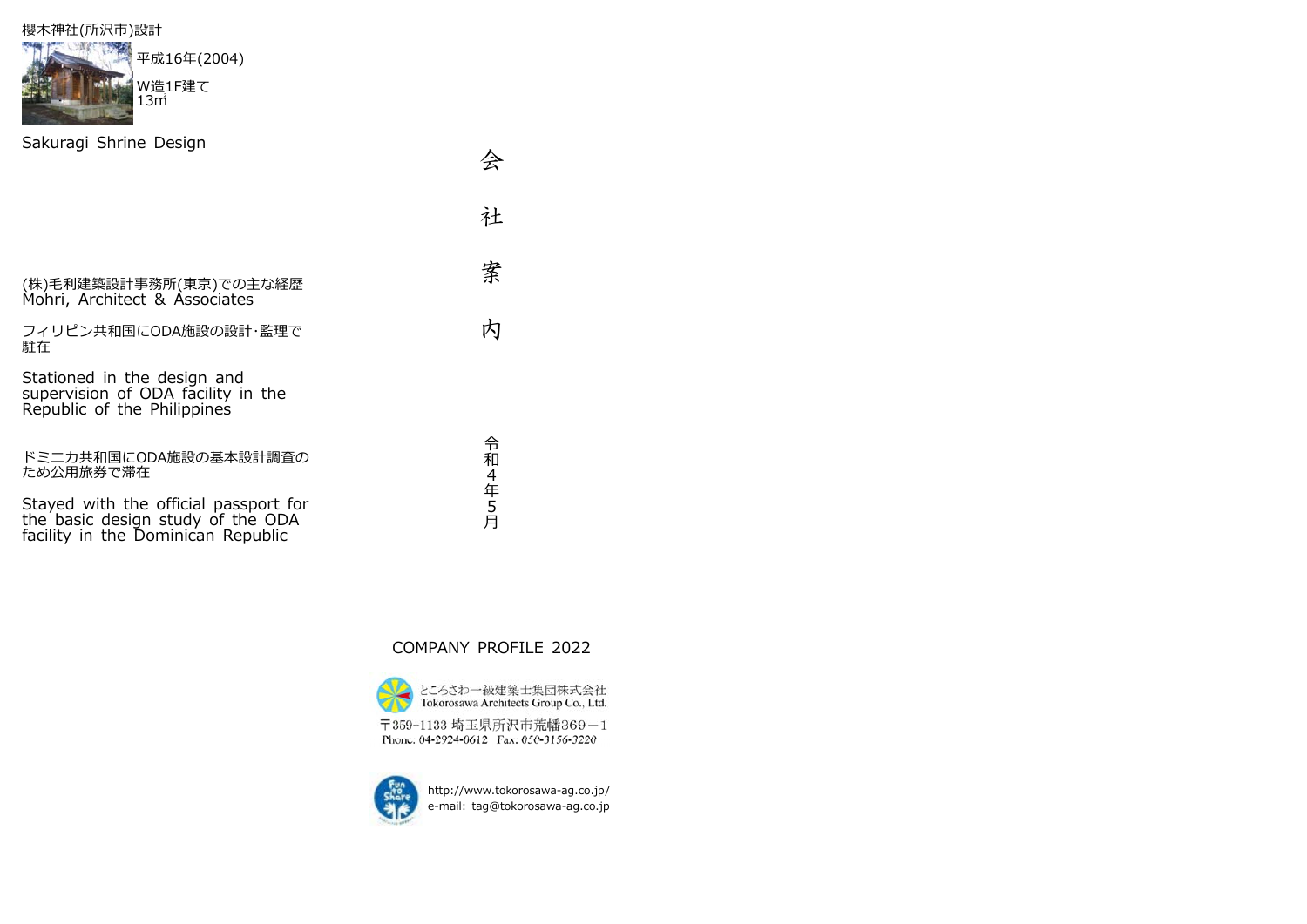櫻木神社(所沢市)設計

平成16年(2004)

W造1F建て
13㎡

Sakuragi Shrine Design

(株)毛利建築設計事務所(東京)での主な経歴
Mohri, Architect & Associates

フィリピン共和国にODA施設の設計･監理で駐在

Stationed in the design and supervision of ODA facility in the Republic of the Philippines

ドミニカ共和国にODA施設の基本設計調査のため公用旅券で滞在

Stayed with the official passport for the basic design study of the ODA facility in the Dominican Republic

# 会社案内

令和4年5月

COMPANY PROFILE 2022

ところざわ一級建築士集団株式会社
Tokorosawa Architects Group Co., Ltd.

〒359-1133 埼玉県所沢市荒幡369－1
Phone: 04-2924-0612 Fax: 050-3156-3220

http://www.tokorosawa-ag.co.jp/
e-mail: tag@tokorosawa-ag.co.jp